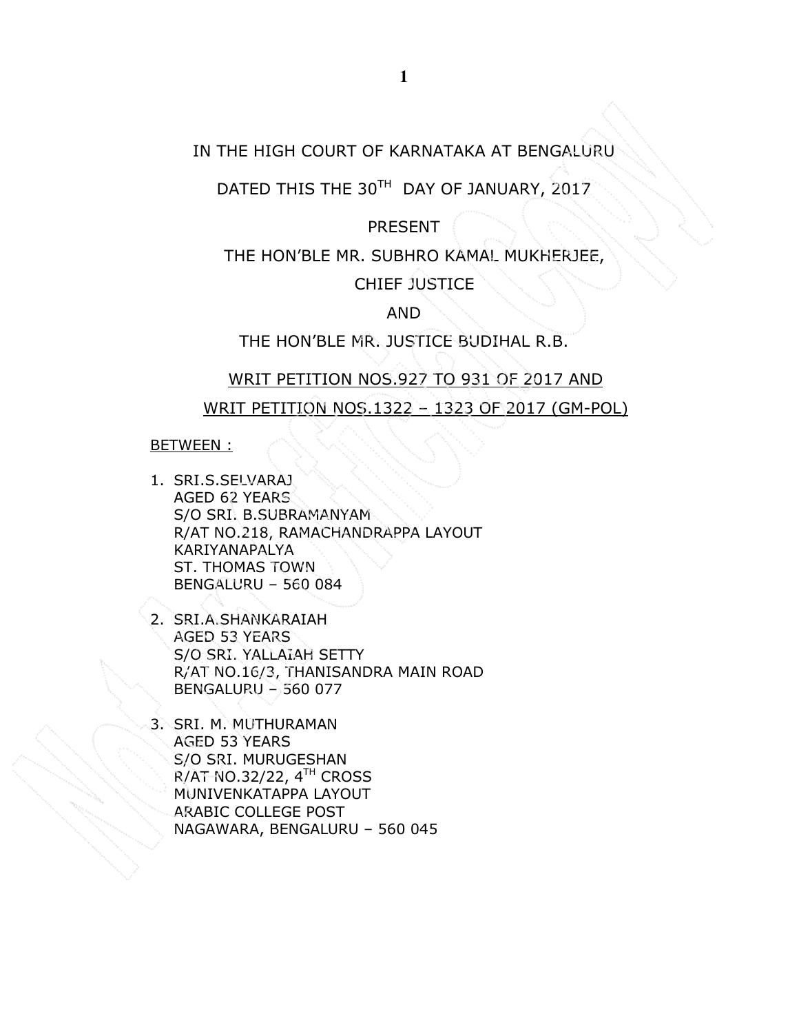IN THE HIGH COURT OF KARNATAKA AT BENGALURU

DATED THIS THE 30TH DAY OF JANUARY, 2017

PRESENT

THE HON'BLE MR. SUBHRO KAMAL MUKHERJEE,

CHIEF JUSTICE

AND

THE HON'BLE MR. JUSTICE BUDIHAL R.B.

WRIT PETITION NOS.927 TO 931 OF 2017 AND

WRIT PETITION NOS.1322 – 1323 OF 2017 (GM-POL)

BETWEEN :

1. SRI.S.SELVARAJ
   AGED 62 YEARS
   S/O SRI. B.SUBRAMANYAM
   R/AT NO.218, RAMACHANDRAPPA LAYOUT
   KARIYANAPALYA
   ST. THOMAS TOWN
   BENGALURU – 560 084

2. SRI.A.SHANKARAIAH
   AGED 53 YEARS
   S/O SRI. YALLAIAH SETTY
   R/AT NO.16/3, THANISANDRA MAIN ROAD
   BENGALURU – 560 077

3. SRI. M. MUTHURAMAN
   AGED 53 YEARS
   S/O SRI. MURUGESHAN
   R/AT NO.32/22, 4TH CROSS
   MUNIVENKATAPPA LAYOUT
   ARABIC COLLEGE POST
   NAGAWARA, BENGALURU – 560 045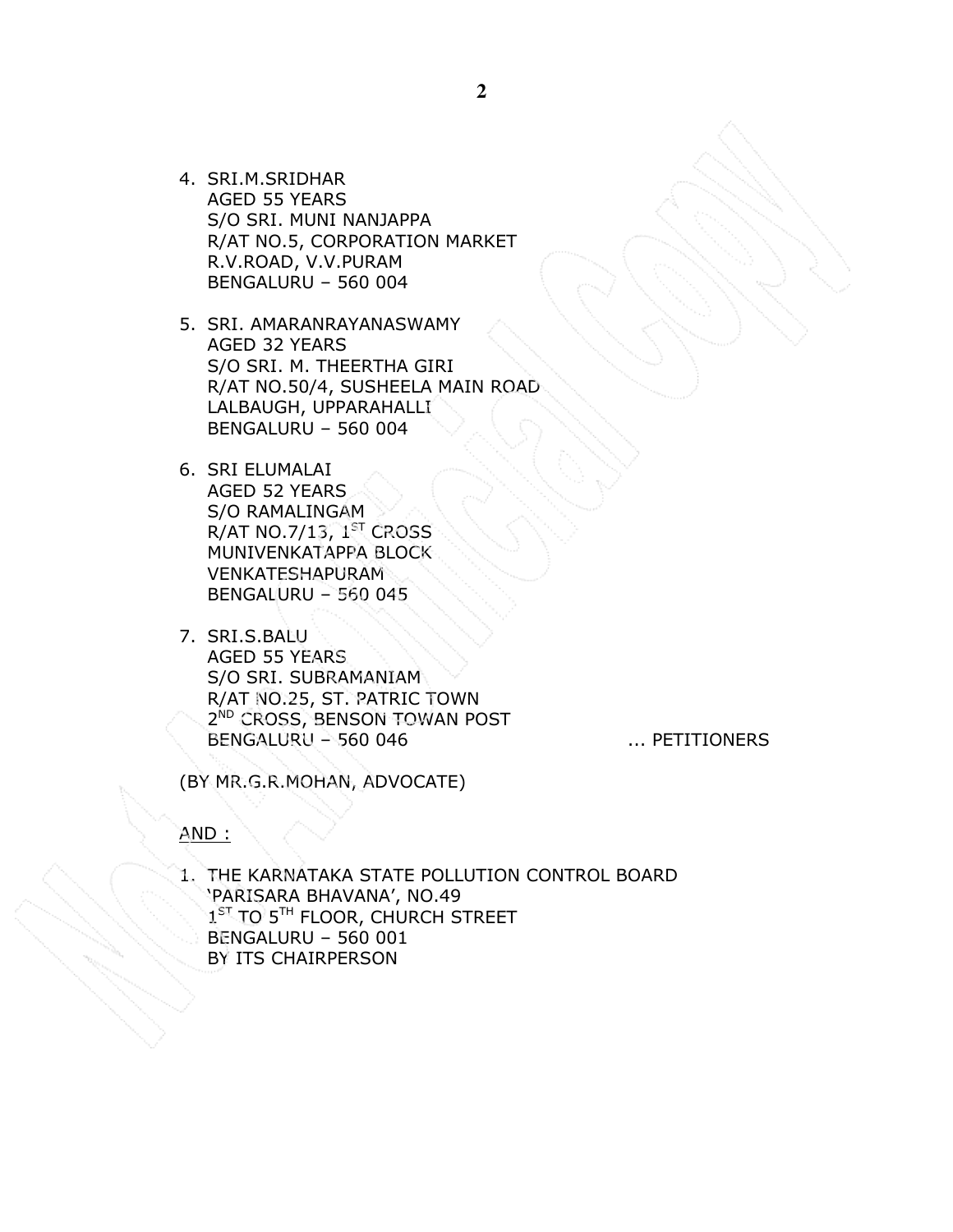4. SRI.M.SRIDHAR
   AGED 55 YEARS
   S/O SRI. MUNI NANJAPPA
   R/AT NO.5, CORPORATION MARKET
   R.V.ROAD, V.V.PURAM
   BENGALURU – 560 004

5. SRI. AMARANRAYANASWAMY
   AGED 32 YEARS
   S/O SRI. M. THEERTHA GIRI
   R/AT NO.50/4, SUSHEELA MAIN ROAD
   LALBAUGH, UPPARAHALLI
   BENGALURU – 560 004

6. SRI ELUMALAI
   AGED 52 YEARS
   S/O RAMALINGAM
   R/AT NO.7/13, 1ST CROSS
   MUNIVENKATAPPA BLOCK
   VENKATESHAPURAM
   BENGALURU – 560 045

7. SRI.S.BALU
   AGED 55 YEARS
   S/O SRI. SUBRAMANIAM
   R/AT NO.25, ST. PATRIC TOWN
   2ND CROSS, BENSON TOWAN POST
   BENGALURU – 560 046 ... PETITIONERS

(BY MR.G.R.MOHAN, ADVOCATE)

AND :

1. THE KARNATAKA STATE POLLUTION CONTROL BOARD
   'PARISARA BHAVANA', NO.49
   1ST TO 5TH FLOOR, CHURCH STREET
   BENGALURU – 560 001
   BY ITS CHAIRPERSON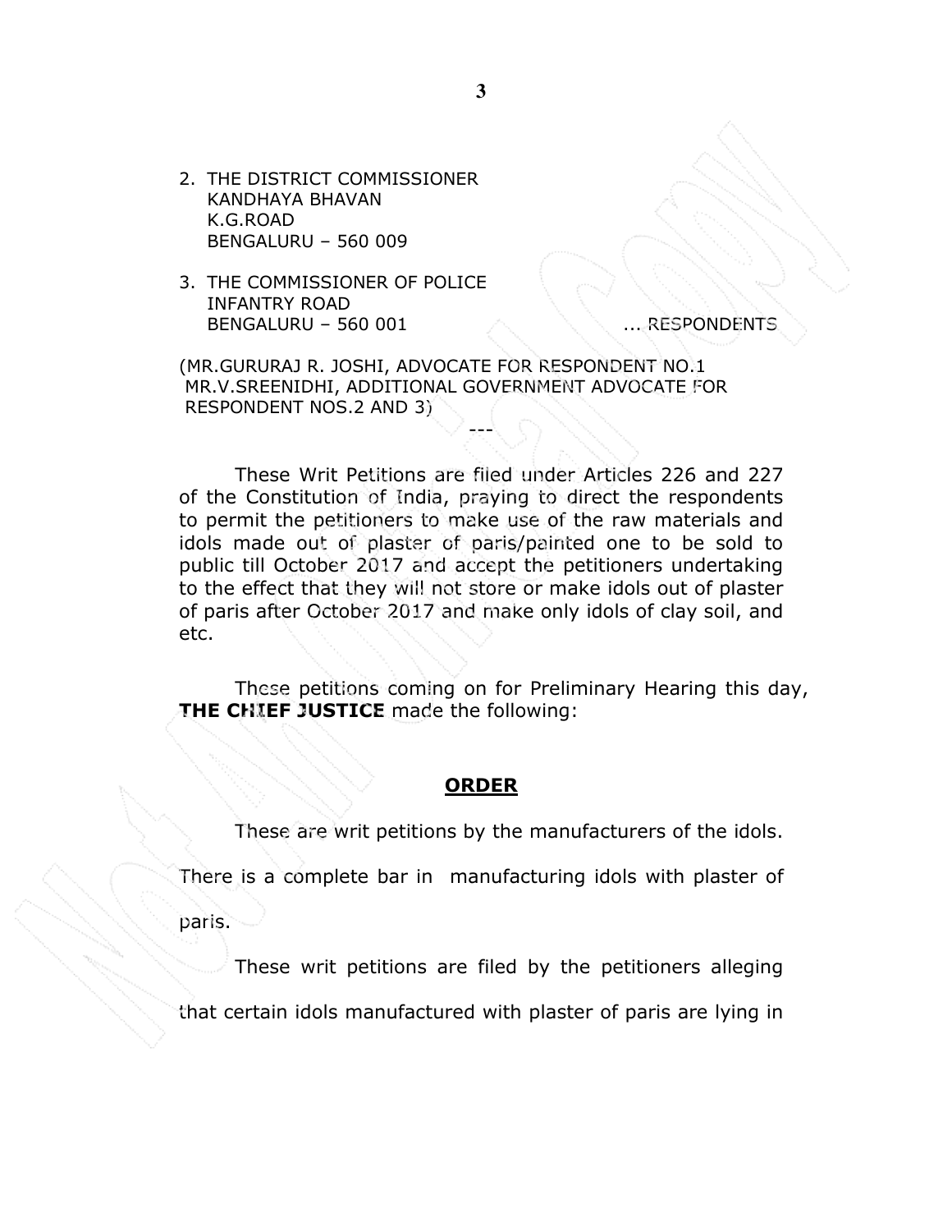2. THE DISTRICT COMMISSIONER
   KANDHAYA BHAVAN
   K.G.ROAD
   BENGALURU – 560 009

3. THE COMMISSIONER OF POLICE
   INFANTRY ROAD
   BENGALURU – 560 001 ... RESPONDENTS

(MR.GURURAJ R. JOSHI, ADVOCATE FOR RESPONDENT NO.1
MR.V.SREENIDHI, ADDITIONAL GOVERNMENT ADVOCATE FOR RESPONDENT NOS.2 AND 3)

---

These Writ Petitions are filed under Articles 226 and 227 of the Constitution of India, praying to direct the respondents to permit the petitioners to make use of the raw materials and idols made out of plaster of paris/painted one to be sold to public till October 2017 and accept the petitioners undertaking to the effect that they will not store or make idols out of plaster of paris after October 2017 and make only idols of clay soil, and etc.

These petitions coming on for Preliminary Hearing this day, **THE CHIEF JUSTICE** made the following:

## **ORDER**

These are writ petitions by the manufacturers of the idols. There is a complete bar in manufacturing idols with plaster of paris.

These writ petitions are filed by the petitioners alleging that certain idols manufactured with plaster of paris are lying in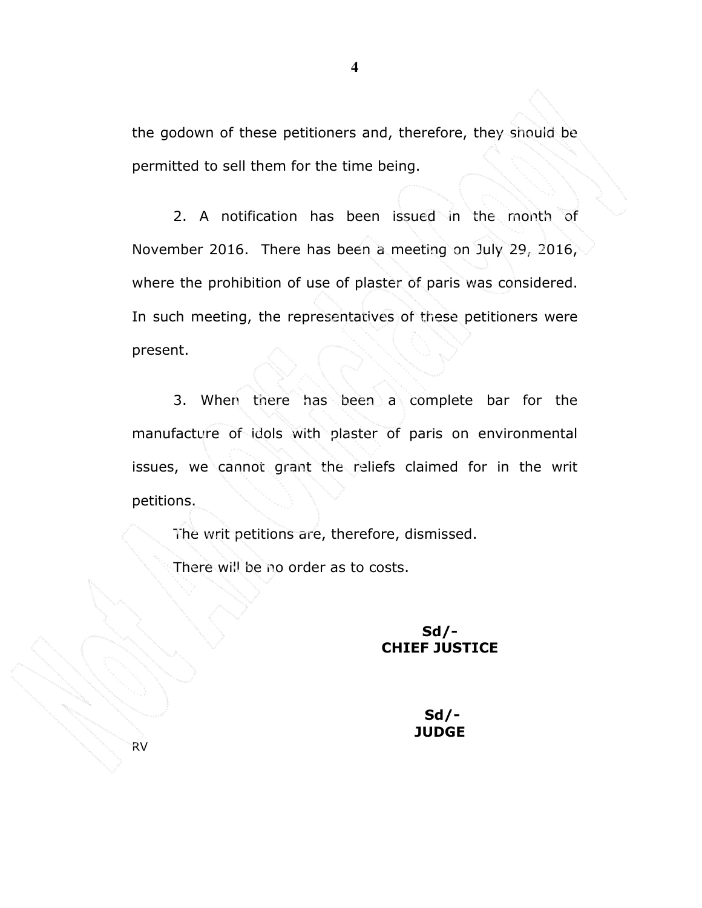the godown of these petitioners and, therefore, they should be permitted to sell them for the time being.

2. A notification has been issued in the month of November 2016. There has been a meeting on July 29, 2016, where the prohibition of use of plaster of paris was considered. In such meeting, the representatives of these petitioners were present.

3. When there has been a complete bar for the manufacture of idols with plaster of paris on environmental issues, we cannot grant the reliefs claimed for in the writ petitions.

The writ petitions are, therefore, dismissed.

There will be no order as to costs.

**Sd/-**
**CHIEF JUSTICE**

**Sd/-**
**JUDGE**

RV